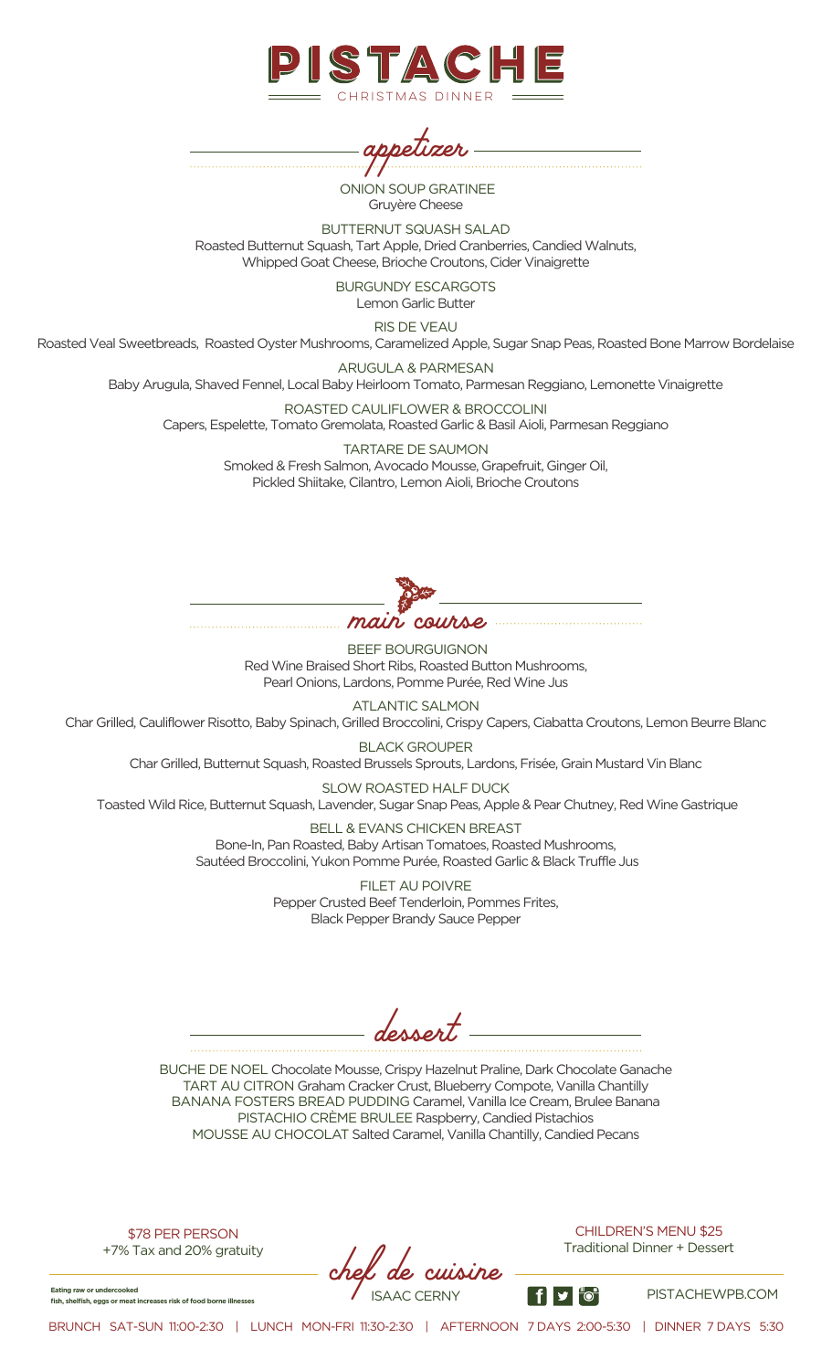# PISTACHE

CHRISTMAS DINNER

## appetizer

ONION SOUP GRATINEE
Gruyère Cheese

BUTTERNUT SQUASH SALAD
Roasted Butternut Squash, Tart Apple, Dried Cranberries, Candied Walnuts, Whipped Goat Cheese, Brioche Croutons, Cider Vinaigrette

BURGUNDY ESCARGOTS
Lemon Garlic Butter

RIS DE VEAU
Roasted Veal Sweetbreads, Roasted Oyster Mushrooms, Caramelized Apple, Sugar Snap Peas, Roasted Bone Marrow Bordelaise

ARUGULA & PARMESAN
Baby Arugula, Shaved Fennel, Local Baby Heirloom Tomato, Parmesan Reggiano, Lemonette Vinaigrette

ROASTED CAULIFLOWER & BROCCOLINI
Capers, Espelette, Tomato Gremolata, Roasted Garlic & Basil Aioli, Parmesan Reggiano

TARTARE DE SAUMON
Smoked & Fresh Salmon, Avocado Mousse, Grapefruit, Ginger Oil, Pickled Shiitake, Cilantro, Lemon Aioli, Brioche Croutons

## main course

BEEF BOURGUIGNON
Red Wine Braised Short Ribs, Roasted Button Mushrooms, Pearl Onions, Lardons, Pomme Purée, Red Wine Jus

ATLANTIC SALMON
Char Grilled, Cauliflower Risotto, Baby Spinach, Grilled Broccolini, Crispy Capers, Ciabatta Croutons, Lemon Beurre Blanc

BLACK GROUPER
Char Grilled, Butternut Squash, Roasted Brussels Sprouts, Lardons, Frisée, Grain Mustard Vin Blanc

SLOW ROASTED HALF DUCK
Toasted Wild Rice, Butternut Squash, Lavender, Sugar Snap Peas, Apple & Pear Chutney, Red Wine Gastrique

BELL & EVANS CHICKEN BREAST
Bone-In, Pan Roasted, Baby Artisan Tomatoes, Roasted Mushrooms, Sautéed Broccolini, Yukon Pomme Purée, Roasted Garlic & Black Truffle Jus

FILET AU POIVRE
Pepper Crusted Beef Tenderloin, Pommes Frites, Black Pepper Brandy Sauce Pepper

## dessert

BUCHE DE NOEL Chocolate Mousse, Crispy Hazelnut Praline, Dark Chocolate Ganache
TART AU CITRON Graham Cracker Crust, Blueberry Compote, Vanilla Chantilly
BANANA FOSTERS BREAD PUDDING Caramel, Vanilla Ice Cream, Brulee Banana
PISTACHIO CRÈME BRULEE Raspberry, Candied Pistachios
MOUSSE AU CHOCOLAT Salted Caramel, Vanilla Chantilly, Candied Pecans

$78 PER PERSON
+7% Tax and 20% gratuity

CHILDREN'S MENU $25
Traditional Dinner + Dessert

chef de cuisine
ISAAC CERNY

Eating raw or undercooked fish, shellfish, eggs or meat increases risk of food borne illnesses

PISTACHEWPB.COM

BRUNCH SAT-SUN 11:00-2:30 | LUNCH MON-FRI 11:30-2:30 | AFTERNOON 7 DAYS 2:00-5:30 | DINNER 7 DAYS 5:30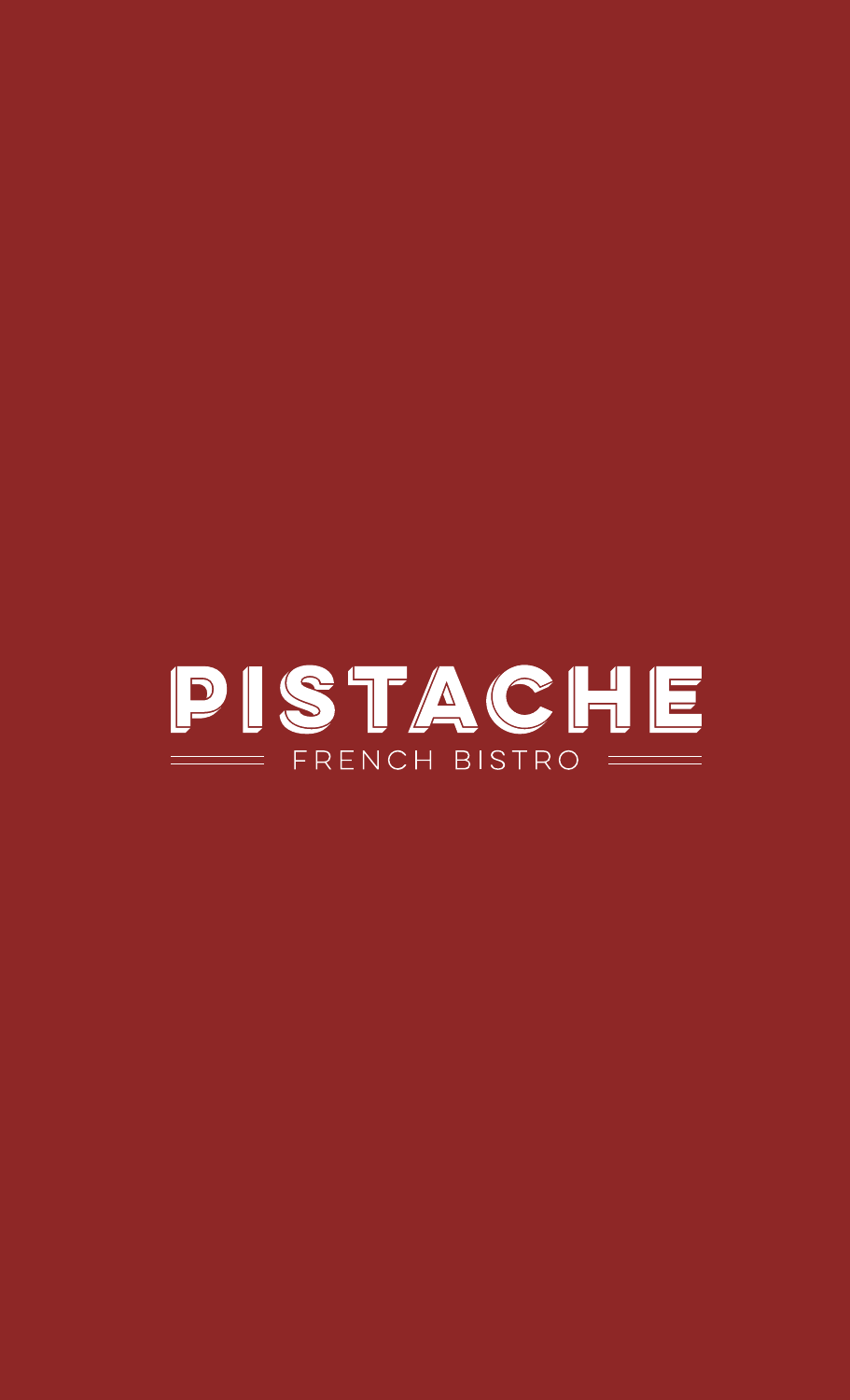# PISTACHE

FRENCH BISTRO